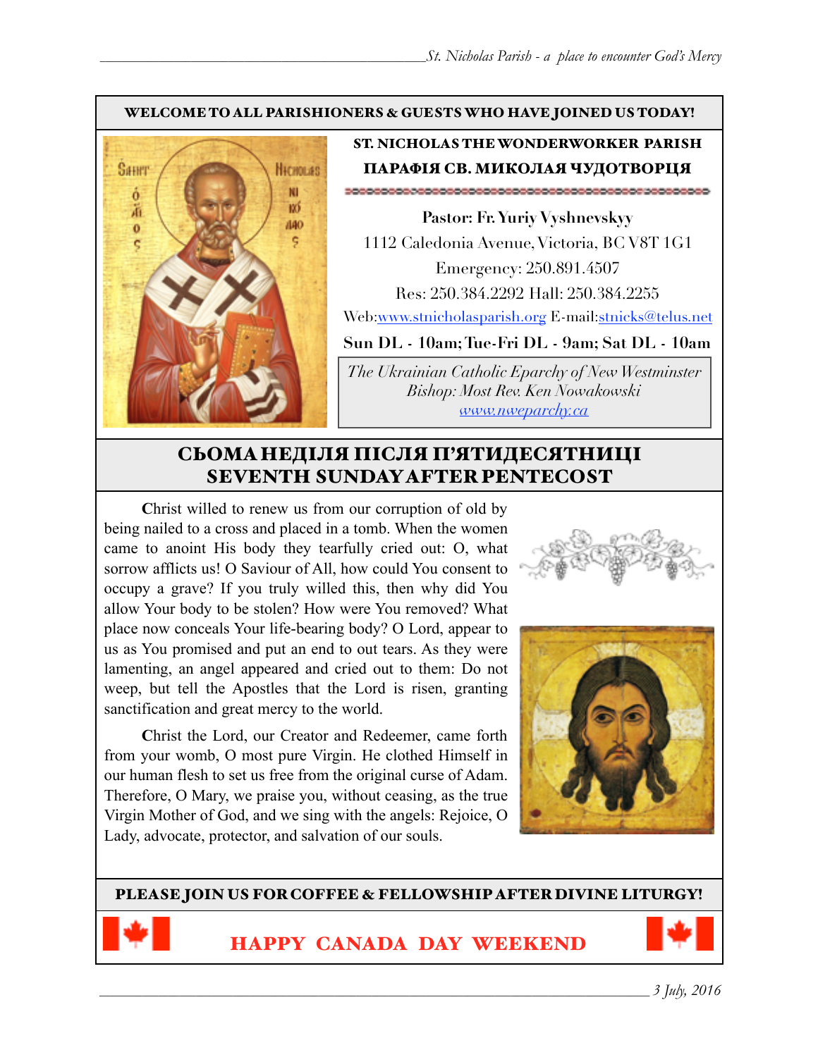**WELCOME TO ALL PARISHIONERS & GUESTS WHO HAVE JOINED US TODAY!**

## ST. NICHOLAS THE WONDERWORKER PARISH
## ПАРАФІЯ СВ. МИКОЛАЯ ЧУДОТВОРЦЯ

**Pastor: Fr. Yuriy Vyshnevskyy**
1112 Caledonia Avenue, Victoria, BC V8T 1G1
Emergency: 250.891.4507
Res: 250.384.2292 Hall: 250.384.2255
Web:www.stnicholasparish.org E-mail:stnicks@telus.net

**Sun DL - 10am; Tue-Fri DL - 9am; Sat DL - 10am**

*The Ukrainian Catholic Eparchy of New Westminster*
*Bishop: Most Rev. Ken Nowakowski*
*www.nweparchy.ca*

## СЬОМА НЕДІЛЯ ПІСЛЯ П'ЯТИДЕСЯТНИЦІ
## SEVENTH SUNDAY AFTER PENTECOST

Christ willed to renew us from our corruption of old by being nailed to a cross and placed in a tomb. When the women came to anoint His body they tearfully cried out: O, what sorrow afflicts us! O Saviour of All, how could You consent to occupy a grave? If you truly willed this, then why did You allow Your body to be stolen? How were You removed? What place now conceals Your life-bearing body? O Lord, appear to us as You promised and put an end to out tears. As they were lamenting, an angel appeared and cried out to them: Do not weep, but tell the Apostles that the Lord is risen, granting sanctification and great mercy to the world.

Christ the Lord, our Creator and Redeemer, came forth from your womb, O most pure Virgin. He clothed Himself in our human flesh to set us free from the original curse of Adam. Therefore, O Mary, we praise you, without ceasing, as the true Virgin Mother of God, and we sing with the angels: Rejoice, O Lady, advocate, protector, and salvation of our souls.

**PLEASE JOIN US FOR COFFEE & FELLOWSHIP AFTER DIVINE LITURGY!**

**HAPPY CANADA DAY WEEKEND**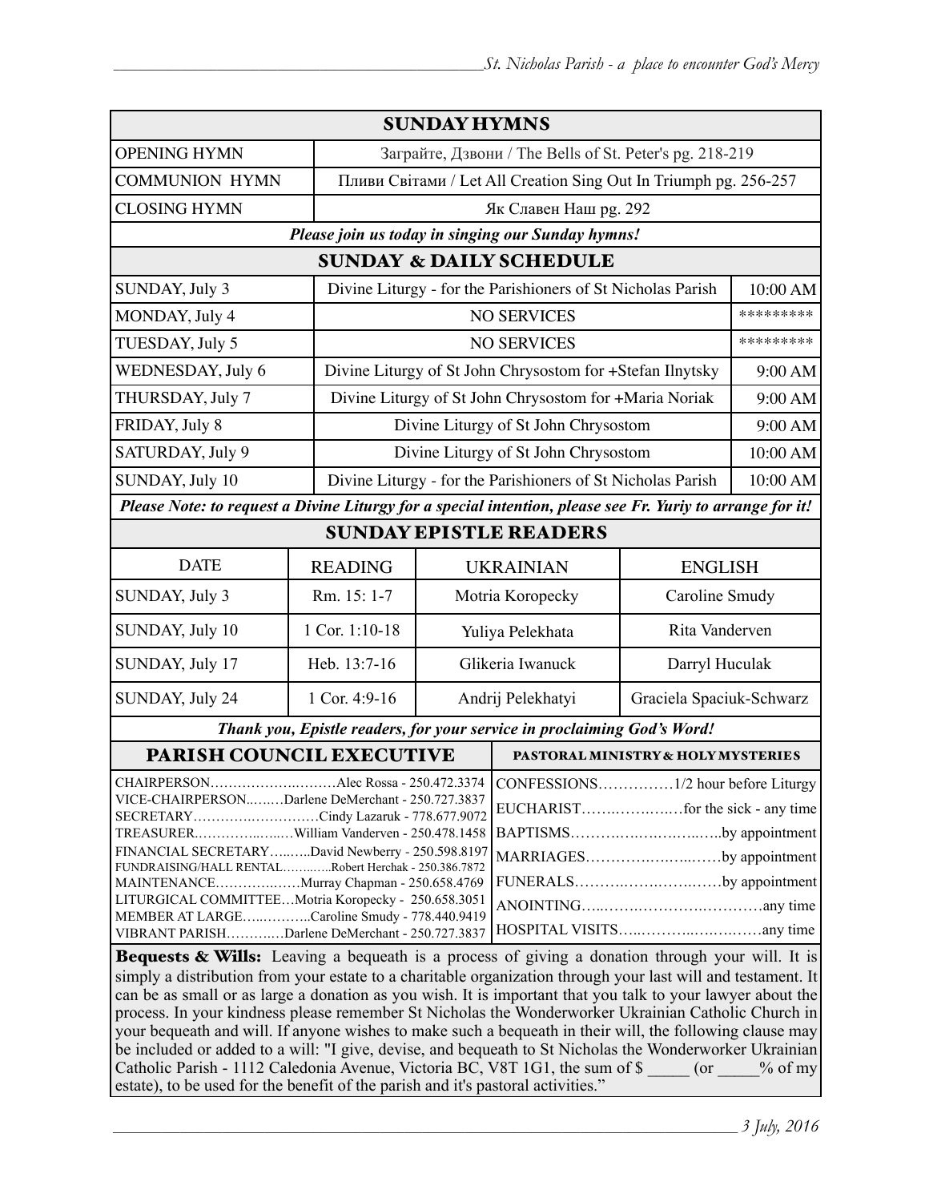## SUNDAY HYMNS

| | |
|---|---|
| OPENING HYMN | Заграйте, Дзвони / The Bells of St. Peter's pg. 218-219 |
| COMMUNION HYMN | Пливи Світами / Let All Creation Sing Out In Triumph pg. 256-257 |
| CLOSING HYMN | Як Славен Наш pg. 292 |

***Please join us today in singing our Sunday hymns!***

## SUNDAY & DAILY SCHEDULE

| | | |
|---|---|---|
| SUNDAY, July 3 | Divine Liturgy - for the Parishioners of St Nicholas Parish | 10:00 AM |
| MONDAY, July 4 | NO SERVICES | ********* |
| TUESDAY, July 5 | NO SERVICES | ********* |
| WEDNESDAY, July 6 | Divine Liturgy of St John Chrysostom for +Stefan Ilnytsky | 9:00 AM |
| THURSDAY, July 7 | Divine Liturgy of St John Chrysostom for +Maria Noriak | 9:00 AM |
| FRIDAY, July 8 | Divine Liturgy of St John Chrysostom | 9:00 AM |
| SATURDAY, July 9 | Divine Liturgy of St John Chrysostom | 10:00 AM |
| SUNDAY, July 10 | Divine Liturgy - for the Parishioners of St Nicholas Parish | 10:00 AM |

***Please Note: to request a Divine Liturgy for a special intention, please see Fr. Yuriy to arrange for it!***

## SUNDAY EPISTLE READERS

| DATE | READING | UKRAINIAN | ENGLISH |
|---|---|---|---|
| SUNDAY, July 3 | Rm. 15: 1-7 | Motria Koropecky | Caroline Smudy |
| SUNDAY, July 10 | 1 Cor. 1:10-18 | Yuliya Pelekhata | Rita Vanderven |
| SUNDAY, July 17 | Heb. 13:7-16 | Glikeria Iwanuck | Darryl Huculak |
| SUNDAY, July 24 | 1 Cor. 4:9-16 | Andrij Pelekhatyi | Graciela Spaciuk-Schwarz |

***Thank you, Epistle readers, for your service in proclaiming God's Word!***

## PARISH COUNCIL EXECUTIVE

CHAIRPERSON……………………Alec Rossa - 250.472.3374
VICE-CHAIRPERSON………Darlene DeMerchant - 250.727.3837
SECRETARY……………………Cindy Lazaruk - 778.677.9072
TREASURER…………………William Vanderven - 250.478.1458
FINANCIAL SECRETARY………David Newberry - 250.598.8197
FUNDRAISING/HALL RENTAL…………Robert Herchak - 250.386.7872
MAINTENANCE………………Murray Chapman - 250.658.4769
LITURGICAL COMMITTEE…Motria Koropecky - 250.658.3051
MEMBER AT LARGE…………Caroline Smudy - 778.440.9419
VIBRANT PARISH…………Darlene DeMerchant - 250.727.3837

## PASTORAL MINISTRY & HOLY MYSTERIES

CONFESSIONS……………1/2 hour before Liturgy
EUCHARIST………………for the sick - any time
BAPTISMS……………………………by appointment
MARRIAGES……………………………by appointment
FUNERALS……………………………by appointment
ANOINTING……………………………any time
HOSPITAL VISITS……………………………any time

**Bequests & Wills:** Leaving a bequeath is a process of giving a donation through your will. It is simply a distribution from your estate to a charitable organization through your last will and testament. It can be as small or as large a donation as you wish. It is important that you talk to your lawyer about the process. In your kindness please remember St Nicholas the Wonderworker Ukrainian Catholic Church in your bequeath and will. If anyone wishes to make such a bequeath in their will, the following clause may be included or added to a will: "I give, devise, and bequeath to St Nicholas the Wonderworker Ukrainian Catholic Parish - 1112 Caledonia Avenue, Victoria BC, V8T 1G1, the sum of $ _____ (or _____% of my estate), to be used for the benefit of the parish and it's pastoral activities."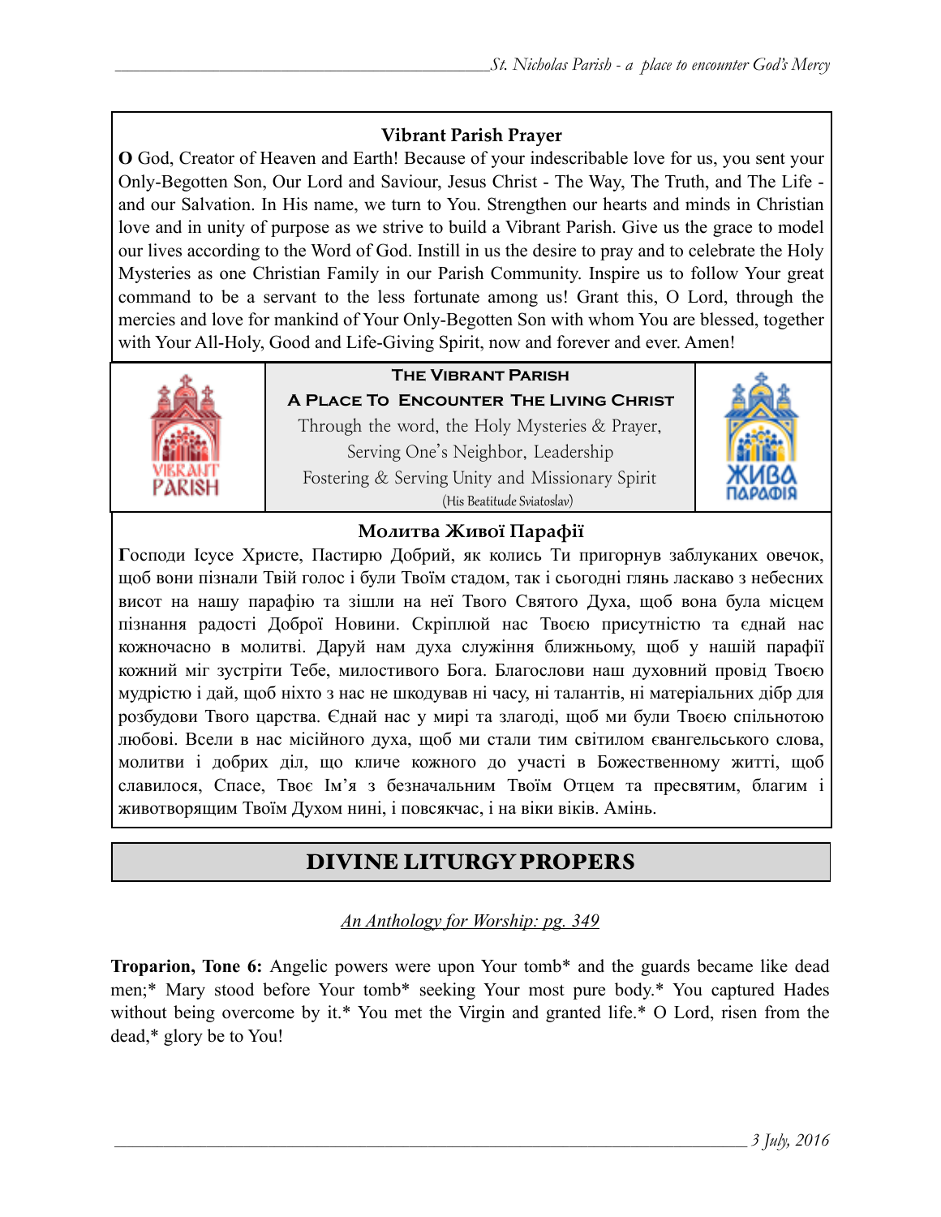### Vibrant Parish Prayer

**O** God, Creator of Heaven and Earth! Because of your indescribable love for us, you sent your Only-Begotten Son, Our Lord and Saviour, Jesus Christ - The Way, The Truth, and The Life - and our Salvation. In His name, we turn to You. Strengthen our hearts and minds in Christian love and in unity of purpose as we strive to build a Vibrant Parish. Give us the grace to model our lives according to the Word of God. Instill in us the desire to pray and to celebrate the Holy Mysteries as one Christian Family in our Parish Community. Inspire us to follow Your great command to be a servant to the less fortunate among us! Grant this, O Lord, through the mercies and love for mankind of Your Only-Begotten Son with whom You are blessed, together with Your All-Holy, Good and Life-Giving Spirit, now and forever and ever. Amen!

VIBRANT PARISH

**The Vibrant Parish**

**A Place To Encounter The Living Christ**

Through the word, the Holy Mysteries & Prayer,
Serving One's Neighbor, Leadership
Fostering & Serving Unity and Missionary Spirit
(His Beatitude Sviatoslav)

ЖИВА ПАРАФІЯ

### Молитва Живої Парафії

**Г**осподи Ісусе Христе, Пастирю Добрий, як колись Ти пригорнув заблуканих овечок, щоб вони пізнали Твій голос і були Твоїм стадом, так і сьогодні глянь ласкаво з небесних висот на нашу парафію та зішли на неї Твого Святого Духа, щоб вона була місцем пізнання радості Доброї Новини. Скріплюй нас Твоєю присутністю та єднай нас кожночасно в молитві. Даруй нам духа служіння ближньому, щоб у нашій парафії кожний міг зустріти Тебе, милостивого Бога. Благослови наш духовний провід Твоєю мудрістю і дай, щоб ніхто з нас не шкодував ні часу, ні талантів, ні матеріальних дібр для розбудови Твого царства. Єднай нас у мирі та злагоді, щоб ми були Твоєю спільнотою любові. Всели в нас місійного духа, щоб ми стали тим світилом євангельського слова, молитви і добрих діл, що кличе кожного до участі в Божественному житті, щоб славилося, Спасе, Твоє Ім'я з безначальним Твоїм Отцем та пресвятим, благим і животворящим Твоїм Духом нині, і повсякчас, і на віки віків. Амінь.

## DIVINE LITURGY PROPERS

*An Anthology for Worship: pg. 349*

**Troparion, Tone 6:** Angelic powers were upon Your tomb* and the guards became like dead men;* Mary stood before Your tomb* seeking Your most pure body.* You captured Hades without being overcome by it.* You met the Virgin and granted life.* O Lord, risen from the dead,* glory be to You!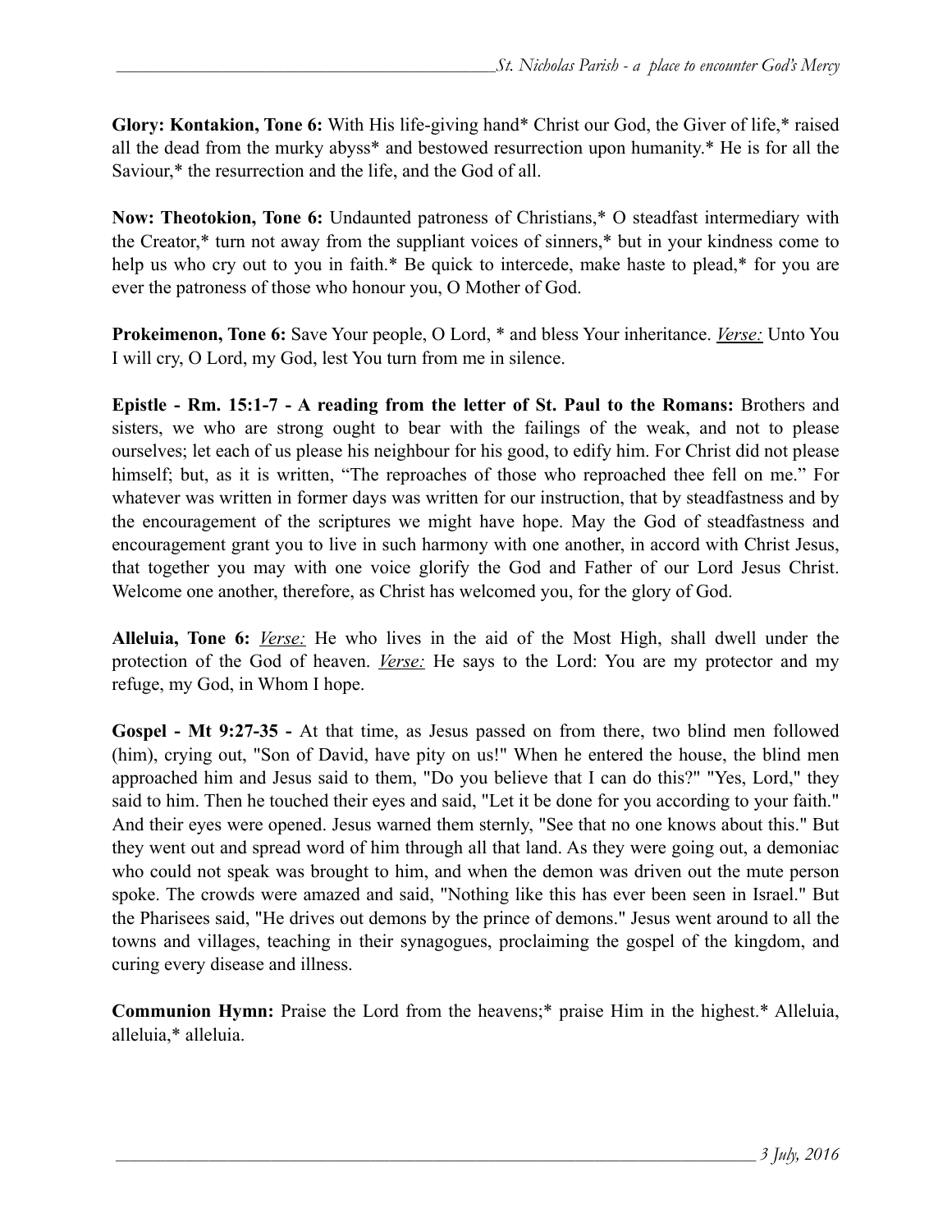**Glory: Kontakion, Tone 6:** With His life-giving hand* Christ our God, the Giver of life,* raised all the dead from the murky abyss* and bestowed resurrection upon humanity.* He is for all the Saviour,* the resurrection and the life, and the God of all.

**Now: Theotokion, Tone 6:** Undaunted patroness of Christians,* O steadfast intermediary with the Creator,* turn not away from the suppliant voices of sinners,* but in your kindness come to help us who cry out to you in faith.* Be quick to intercede, make haste to plead,* for you are ever the patroness of those who honour you, O Mother of God.

**Prokeimenon, Tone 6:** Save Your people, O Lord, * and bless Your inheritance. *Verse:* Unto You I will cry, O Lord, my God, lest You turn from me in silence.

**Epistle - Rm. 15:1-7 - A reading from the letter of St. Paul to the Romans:** Brothers and sisters, we who are strong ought to bear with the failings of the weak, and not to please ourselves; let each of us please his neighbour for his good, to edify him. For Christ did not please himself; but, as it is written, "The reproaches of those who reproached thee fell on me." For whatever was written in former days was written for our instruction, that by steadfastness and by the encouragement of the scriptures we might have hope. May the God of steadfastness and encouragement grant you to live in such harmony with one another, in accord with Christ Jesus, that together you may with one voice glorify the God and Father of our Lord Jesus Christ. Welcome one another, therefore, as Christ has welcomed you, for the glory of God.

**Alleluia, Tone 6:** *Verse:* He who lives in the aid of the Most High, shall dwell under the protection of the God of heaven. *Verse:* He says to the Lord: You are my protector and my refuge, my God, in Whom I hope.

**Gospel - Mt 9:27-35 -** At that time, as Jesus passed on from there, two blind men followed (him), crying out, "Son of David, have pity on us!" When he entered the house, the blind men approached him and Jesus said to them, "Do you believe that I can do this?" "Yes, Lord," they said to him. Then he touched their eyes and said, "Let it be done for you according to your faith." And their eyes were opened. Jesus warned them sternly, "See that no one knows about this." But they went out and spread word of him through all that land. As they were going out, a demoniac who could not speak was brought to him, and when the demon was driven out the mute person spoke. The crowds were amazed and said, "Nothing like this has ever been seen in Israel." But the Pharisees said, "He drives out demons by the prince of demons." Jesus went around to all the towns and villages, teaching in their synagogues, proclaiming the gospel of the kingdom, and curing every disease and illness.

**Communion Hymn:** Praise the Lord from the heavens;* praise Him in the highest.* Alleluia, alleluia,* alleluia.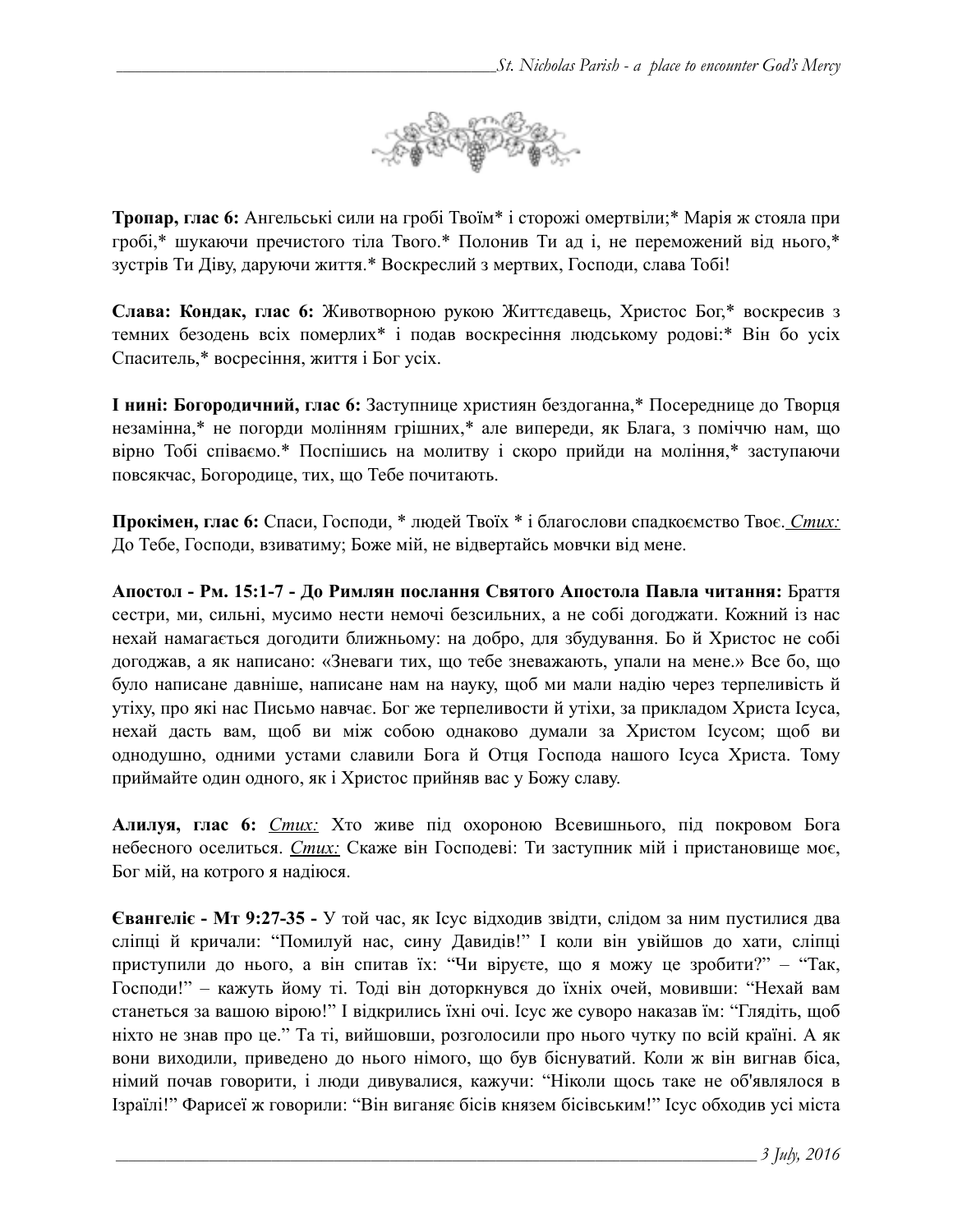**Тропар, глас 6:** Ангельські сили на гробі Твоїм* і сторожі омертвіли;* Марія ж стояла при гробі,* шукаючи пречистого тіла Твого.* Полонив Ти ад і, не переможений від нього,* зустрів Ти Діву, даруючи життя.* Воскреслий з мертвих, Господи, слава Тобі!

**Слава: Кондак, глас 6:** Животворною рукою Життєдавець, Христос Бог,* воскресив з темних безодень всіх померлих* і подав воскресіння людському родові:* Він бо усіх Спаситель,* восресіння, життя і Бог усіх.

**І нині: Богородичний, глас 6:** Заступнице християн бездоганна,* Посереднице до Творця незамінна,* не погорди молінням грішних,* але випереди, як Блага, з поміччю нам, що вірно Тобі співаємо.* Поспішись на молитву і скоро прийди на моління,* заступаючи повсякчас, Богородице, тих, що Тебе почитають.

**Прокімен, глас 6:** Спаси, Господи, * людей Твоїх * і благослови спадкоємство Твоє. *Стих:* До Тебе, Господи, взиватиму; Боже мій, не відвертайсь мовчки від мене.

**Апостол - Рм. 15:1-7 - До Римлян послання Святого Апостола Павла читання:** Браття сестри, ми, сильні, мусимо нести немочі безсилих, а не собі догоджати. Кожний із нас нехай намагається догодити ближньому: на добро, для збудування. Бо й Христос не собі догоджав, а як написано: «Зневаги тих, що тебе зневажають, упали на мене.» Все бо, що було написане давніше, написане нам на науку, щоб ми мали надію через терпеливість й утіху, про які нас Письмо навчає. Бог же терпеливости й утіхи, за прикладом Христа Ісуса, нехай дасть вам, щоб ви між собою однаково думали за Христом Ісусом; щоб ви однодушно, одними устами славили Бога й Отця Господа нашого Ісуса Христа. Тому приймайте один одного, як і Христос прийняв вас у Божу славу.

**Алилуя, глас 6:** *Стих:* Хто живе під охороною Всевишнього, під покровом Бога небесного оселиться. *Стих:* Скаже він Господеві: Ти заступник мій і пристановище моє, Бог мій, на котрого я надіюся.

**Євангеліє - Мт 9:27-35 -** У той час, як Ісус відходив звідти, слідом за ним пустилися два сліпці й кричали: "Помилуй нас, сину Давидів!" І коли він увійшов до хати, сліпці приступили до нього, а він спитав їх: "Чи віруєте, що я можу це зробити?" – "Так, Господи!" – кажуть йому ті. Тоді він доторкнувся до їхніх очей, мовивши: "Нехай вам станеться за вашою вірою!" І відкрились їхні очі. Ісус же суворо наказав їм: "Глядіть, щоб ніхто не знав про це." Та ті, вийшовши, розголосили про нього чутку по всій країні. А як вони виходили, приведено до нього німого, що був біснуватий. Коли ж він вигнав біса, німий почав говорити, і люди дивувалися, кажучи: "Ніколи щось таке не об'являлося в Ізраїлі!" Фарисеї ж говорили: "Він виганяє бісів князем бісівським!" Ісус обходив усі міста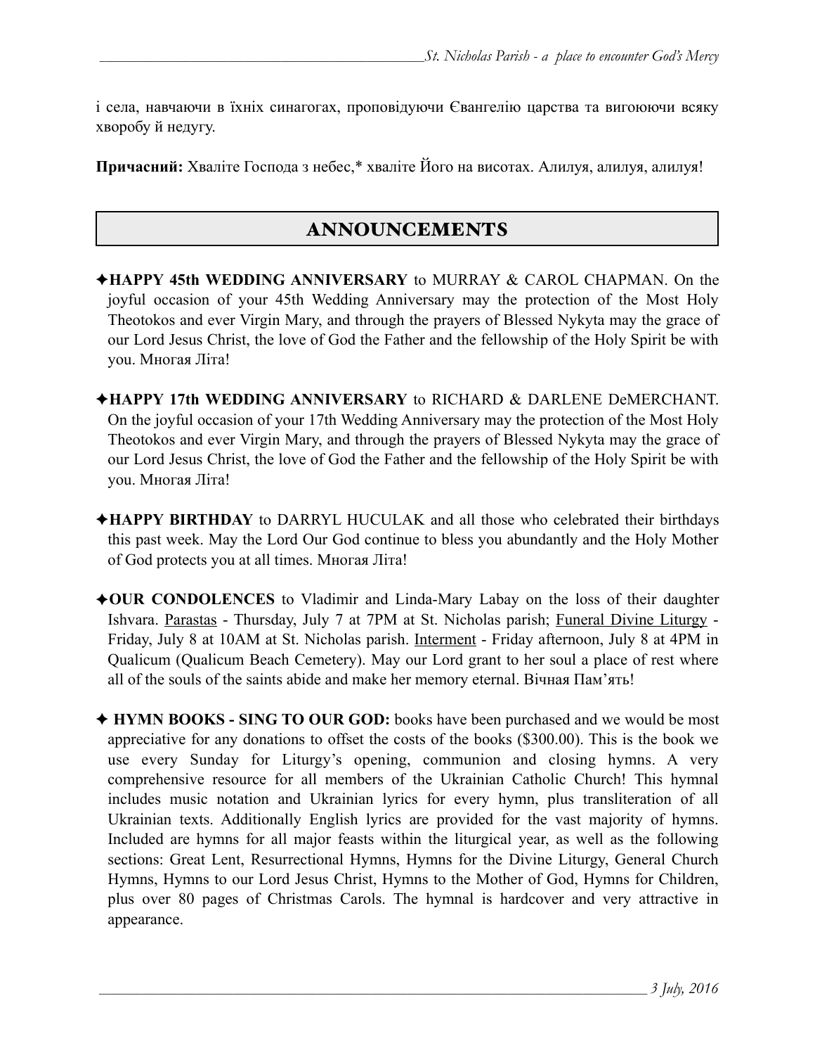і села, навчаючи в їхніх синагогах, проповідуючи Євангелію царства та вигоюючи всяку хворобу й недугу.

**Причасний:** Хваліте Господа з небес,* хваліте Його на висотах. Алилуя, алилуя, алилуя!

## ANNOUNCEMENTS

✦**HAPPY 45th WEDDING ANNIVERSARY** to MURRAY & CAROL CHAPMAN. On the joyful occasion of your 45th Wedding Anniversary may the protection of the Most Holy Theotokos and ever Virgin Mary, and through the prayers of Blessed Nykyta may the grace of our Lord Jesus Christ, the love of God the Father and the fellowship of the Holy Spirit be with you. Многая Літа!

✦**HAPPY 17th WEDDING ANNIVERSARY** to RICHARD & DARLENE DeMERCHANT. On the joyful occasion of your 17th Wedding Anniversary may the protection of the Most Holy Theotokos and ever Virgin Mary, and through the prayers of Blessed Nykyta may the grace of our Lord Jesus Christ, the love of God the Father and the fellowship of the Holy Spirit be with you. Многая Літа!

✦**HAPPY BIRTHDAY** to DARRYL HUCULAK and all those who celebrated their birthdays this past week. May the Lord Our God continue to bless you abundantly and the Holy Mother of God protects you at all times. Многая Літа!

✦**OUR CONDOLENCES** to Vladimir and Linda-Mary Labay on the loss of their daughter Ishvara. Parastas - Thursday, July 7 at 7PM at St. Nicholas parish; Funeral Divine Liturgy - Friday, July 8 at 10AM at St. Nicholas parish. Interment - Friday afternoon, July 8 at 4PM in Qualicum (Qualicum Beach Cemetery). May our Lord grant to her soul a place of rest where all of the souls of the saints abide and make her memory eternal. Вічная Пам'ять!

✦ **HYMN BOOKS - SING TO OUR GOD:** books have been purchased and we would be most appreciative for any donations to offset the costs of the books ($300.00). This is the book we use every Sunday for Liturgy's opening, communion and closing hymns. A very comprehensive resource for all members of the Ukrainian Catholic Church! This hymnal includes music notation and Ukrainian lyrics for every hymn, plus transliteration of all Ukrainian texts. Additionally English lyrics are provided for the vast majority of hymns. Included are hymns for all major feasts within the liturgical year, as well as the following sections: Great Lent, Resurrectional Hymns, Hymns for the Divine Liturgy, General Church Hymns, Hymns to our Lord Jesus Christ, Hymns to the Mother of God, Hymns for Children, plus over 80 pages of Christmas Carols. The hymnal is hardcover and very attractive in appearance.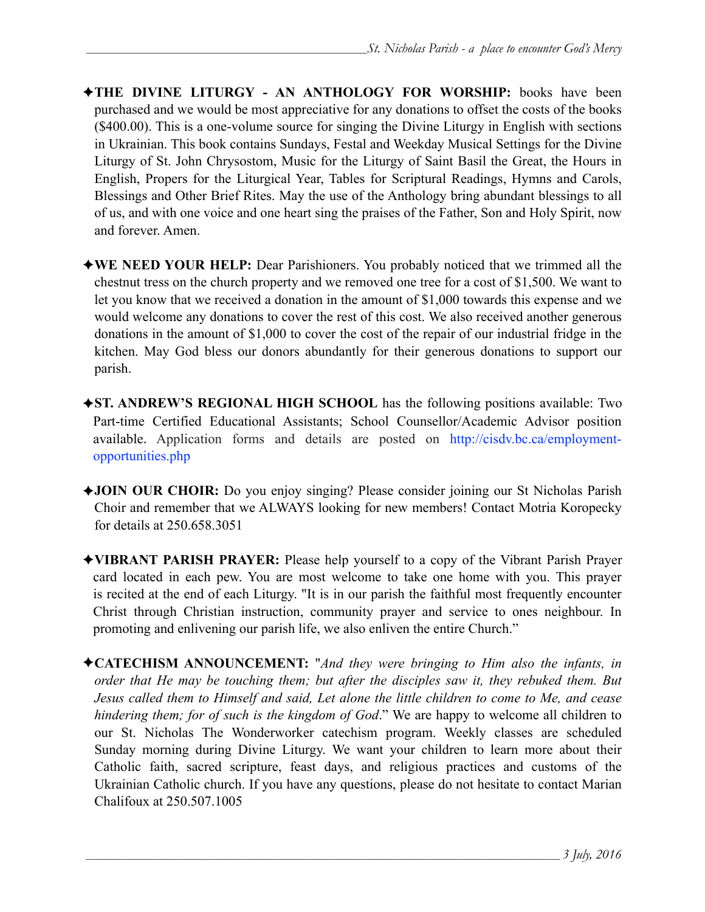✦**THE DIVINE LITURGY - AN ANTHOLOGY FOR WORSHIP:** books have been purchased and we would be most appreciative for any donations to offset the costs of the books ($400.00). This is a one-volume source for singing the Divine Liturgy in English with sections in Ukrainian. This book contains Sundays, Festal and Weekday Musical Settings for the Divine Liturgy of St. John Chrysostom, Music for the Liturgy of Saint Basil the Great, the Hours in English, Propers for the Liturgical Year, Tables for Scriptural Readings, Hymns and Carols, Blessings and Other Brief Rites. May the use of the Anthology bring abundant blessings to all of us, and with one voice and one heart sing the praises of the Father, Son and Holy Spirit, now and forever. Amen.

✦**WE NEED YOUR HELP:** Dear Parishioners. You probably noticed that we trimmed all the chestnut tress on the church property and we removed one tree for a cost of $1,500. We want to let you know that we received a donation in the amount of $1,000 towards this expense and we would welcome any donations to cover the rest of this cost. We also received another generous donations in the amount of $1,000 to cover the cost of the repair of our industrial fridge in the kitchen. May God bless our donors abundantly for their generous donations to support our parish.

✦**ST. ANDREW'S REGIONAL HIGH SCHOOL** has the following positions available: Two Part-time Certified Educational Assistants; School Counsellor/Academic Advisor position available. Application forms and details are posted on http://cisdv.bc.ca/employment-opportunities.php

✦**JOIN OUR CHOIR:** Do you enjoy singing? Please consider joining our St Nicholas Parish Choir and remember that we ALWAYS looking for new members! Contact Motria Koropecky for details at 250.658.3051

✦**VIBRANT PARISH PRAYER:** Please help yourself to a copy of the Vibrant Parish Prayer card located in each pew. You are most welcome to take one home with you. This prayer is recited at the end of each Liturgy. "It is in our parish the faithful most frequently encounter Christ through Christian instruction, community prayer and service to ones neighbour. In promoting and enlivening our parish life, we also enliven the entire Church."

✦**CATECHISM ANNOUNCEMENT:** "*And they were bringing to Him also the infants, in order that He may be touching them; but after the disciples saw it, they rebuked them. But Jesus called them to Himself and said, Let alone the little children to come to Me, and cease hindering them; for of such is the kingdom of God*." We are happy to welcome all children to our St. Nicholas The Wonderworker catechism program. Weekly classes are scheduled Sunday morning during Divine Liturgy. We want your children to learn more about their Catholic faith, sacred scripture, feast days, and religious practices and customs of the Ukrainian Catholic church. If you have any questions, please do not hesitate to contact Marian Chalifoux at 250.507.1005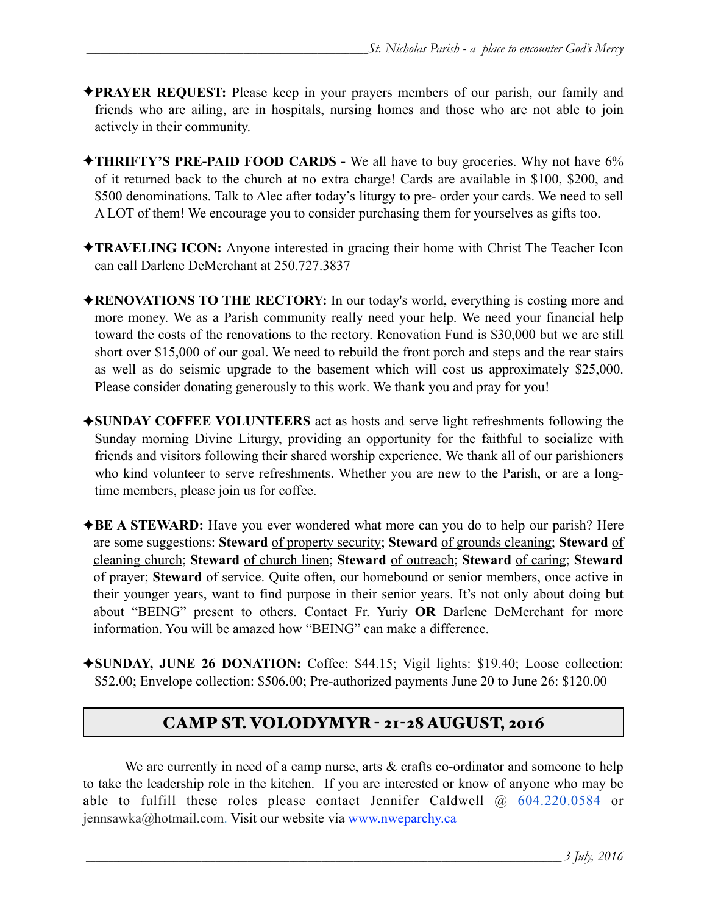✦**PRAYER REQUEST:** Please keep in your prayers members of our parish, our family and friends who are ailing, are in hospitals, nursing homes and those who are not able to join actively in their community.

✦**THRIFTY'S PRE-PAID FOOD CARDS -** We all have to buy groceries. Why not have 6% of it returned back to the church at no extra charge! Cards are available in $100, $200, and $500 denominations. Talk to Alec after today's liturgy to pre- order your cards. We need to sell A LOT of them! We encourage you to consider purchasing them for yourselves as gifts too.

✦**TRAVELING ICON:** Anyone interested in gracing their home with Christ The Teacher Icon can call Darlene DeMerchant at 250.727.3837

✦**RENOVATIONS TO THE RECTORY:** In our today's world, everything is costing more and more money. We as a Parish community really need your help. We need your financial help toward the costs of the renovations to the rectory. Renovation Fund is $30,000 but we are still short over $15,000 of our goal. We need to rebuild the front porch and steps and the rear stairs as well as do seismic upgrade to the basement which will cost us approximately $25,000. Please consider donating generously to this work. We thank you and pray for you!

✦**SUNDAY COFFEE VOLUNTEERS** act as hosts and serve light refreshments following the Sunday morning Divine Liturgy, providing an opportunity for the faithful to socialize with friends and visitors following their shared worship experience. We thank all of our parishioners who kind volunteer to serve refreshments. Whether you are new to the Parish, or are a long-time members, please join us for coffee.

✦**BE A STEWARD:** Have you ever wondered what more can you do to help our parish? Here are some suggestions: **Steward** of property security; **Steward** of grounds cleaning; **Steward** of cleaning church; **Steward** of church linen; **Steward** of outreach; **Steward** of caring; **Steward** of prayer; **Steward** of service. Quite often, our homebound or senior members, once active in their younger years, want to find purpose in their senior years. It's not only about doing but about "BEING" present to others. Contact Fr. Yuriy **OR** Darlene DeMerchant for more information. You will be amazed how "BEING" can make a difference.

✦**SUNDAY, JUNE 26 DONATION:** Coffee: $44.15; Vigil lights: $19.40; Loose collection: $52.00; Envelope collection: $506.00; Pre-authorized payments June 20 to June 26: $120.00

## CAMP ST. VOLODYMYR - 21-28 AUGUST, 2016

We are currently in need of a camp nurse, arts & crafts co-ordinator and someone to help to take the leadership role in the kitchen. If you are interested or know of anyone who may be able to fulfill these roles please contact Jennifer Caldwell @ 604.220.0584 or jennsawka@hotmail.com. Visit our website via www.nweparchy.ca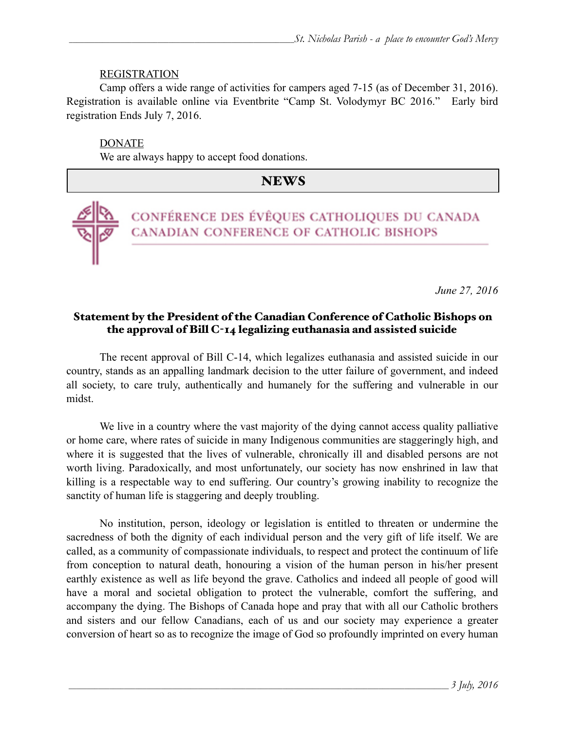REGISTRATION

Camp offers a wide range of activities for campers aged 7-15 (as of December 31, 2016). Registration is available online via Eventbrite "Camp St. Volodymyr BC 2016." Early bird registration Ends July 7, 2016.

DONATE

We are always happy to accept food donations.

## NEWS

CONFÉRENCE DES ÉVÊQUES CATHOLIQUES DU CANADA
CANADIAN CONFERENCE OF CATHOLIC BISHOPS

*June 27, 2016*

### Statement by the President of the Canadian Conference of Catholic Bishops on the approval of Bill C-14 legalizing euthanasia and assisted suicide

The recent approval of Bill C-14, which legalizes euthanasia and assisted suicide in our country, stands as an appalling landmark decision to the utter failure of government, and indeed all society, to care truly, authentically and humanely for the suffering and vulnerable in our midst.

We live in a country where the vast majority of the dying cannot access quality palliative or home care, where rates of suicide in many Indigenous communities are staggeringly high, and where it is suggested that the lives of vulnerable, chronically ill and disabled persons are not worth living. Paradoxically, and most unfortunately, our society has now enshrined in law that killing is a respectable way to end suffering. Our country's growing inability to recognize the sanctity of human life is staggering and deeply troubling.

No institution, person, ideology or legislation is entitled to threaten or undermine the sacredness of both the dignity of each individual person and the very gift of life itself. We are called, as a community of compassionate individuals, to respect and protect the continuum of life from conception to natural death, honouring a vision of the human person in his/her present earthly existence as well as life beyond the grave. Catholics and indeed all people of good will have a moral and societal obligation to protect the vulnerable, comfort the suffering, and accompany the dying. The Bishops of Canada hope and pray that with all our Catholic brothers and sisters and our fellow Canadians, each of us and our society may experience a greater conversion of heart so as to recognize the image of God so profoundly imprinted on every human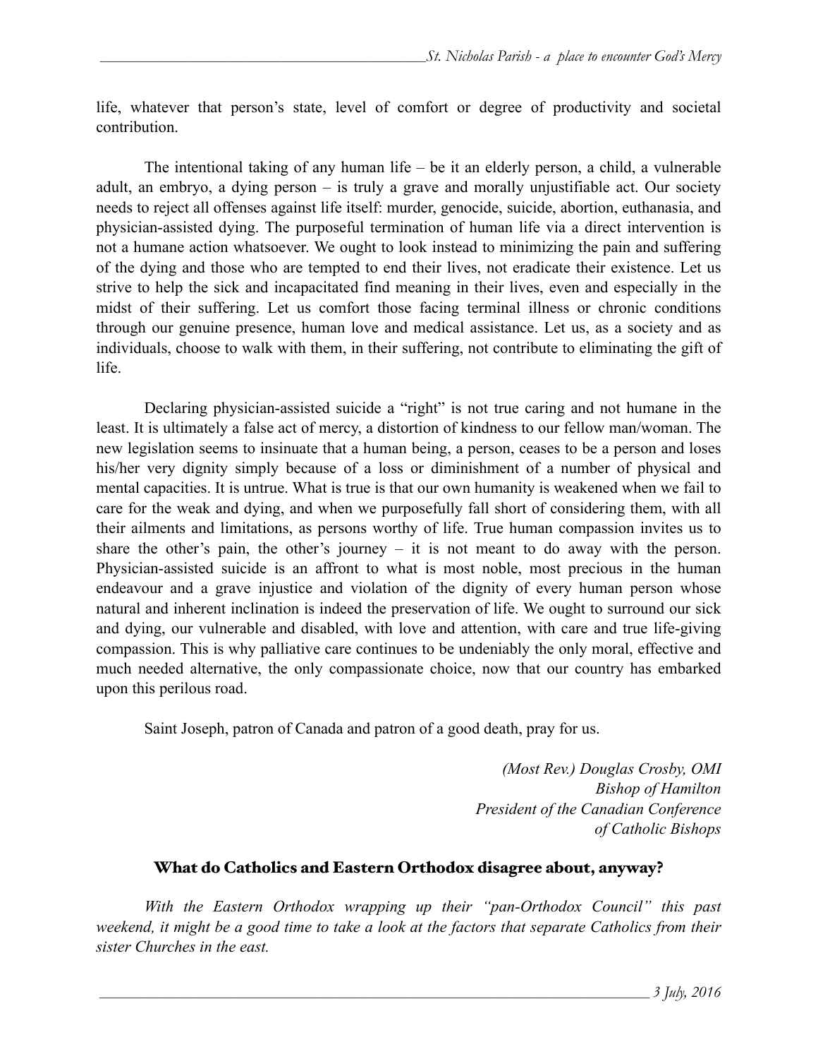life, whatever that person's state, level of comfort or degree of productivity and societal contribution.

The intentional taking of any human life – be it an elderly person, a child, a vulnerable adult, an embryo, a dying person – is truly a grave and morally unjustifiable act. Our society needs to reject all offenses against life itself: murder, genocide, suicide, abortion, euthanasia, and physician-assisted dying. The purposeful termination of human life via a direct intervention is not a humane action whatsoever. We ought to look instead to minimizing the pain and suffering of the dying and those who are tempted to end their lives, not eradicate their existence. Let us strive to help the sick and incapacitated find meaning in their lives, even and especially in the midst of their suffering. Let us comfort those facing terminal illness or chronic conditions through our genuine presence, human love and medical assistance. Let us, as a society and as individuals, choose to walk with them, in their suffering, not contribute to eliminating the gift of life.

Declaring physician-assisted suicide a "right" is not true caring and not humane in the least. It is ultimately a false act of mercy, a distortion of kindness to our fellow man/woman. The new legislation seems to insinuate that a human being, a person, ceases to be a person and loses his/her very dignity simply because of a loss or diminishment of a number of physical and mental capacities. It is untrue. What is true is that our own humanity is weakened when we fail to care for the weak and dying, and when we purposefully fall short of considering them, with all their ailments and limitations, as persons worthy of life. True human compassion invites us to share the other's pain, the other's journey – it is not meant to do away with the person. Physician-assisted suicide is an affront to what is most noble, most precious in the human endeavour and a grave injustice and violation of the dignity of every human person whose natural and inherent inclination is indeed the preservation of life. We ought to surround our sick and dying, our vulnerable and disabled, with love and attention, with care and true life-giving compassion. This is why palliative care continues to be undeniably the only moral, effective and much needed alternative, the only compassionate choice, now that our country has embarked upon this perilous road.

Saint Joseph, patron of Canada and patron of a good death, pray for us.

*(Most Rev.) Douglas Crosby, OMI*
*Bishop of Hamilton*
*President of the Canadian Conference of Catholic Bishops*

## What do Catholics and Eastern Orthodox disagree about, anyway?

*With the Eastern Orthodox wrapping up their "pan-Orthodox Council" this past weekend, it might be a good time to take a look at the factors that separate Catholics from their sister Churches in the east.*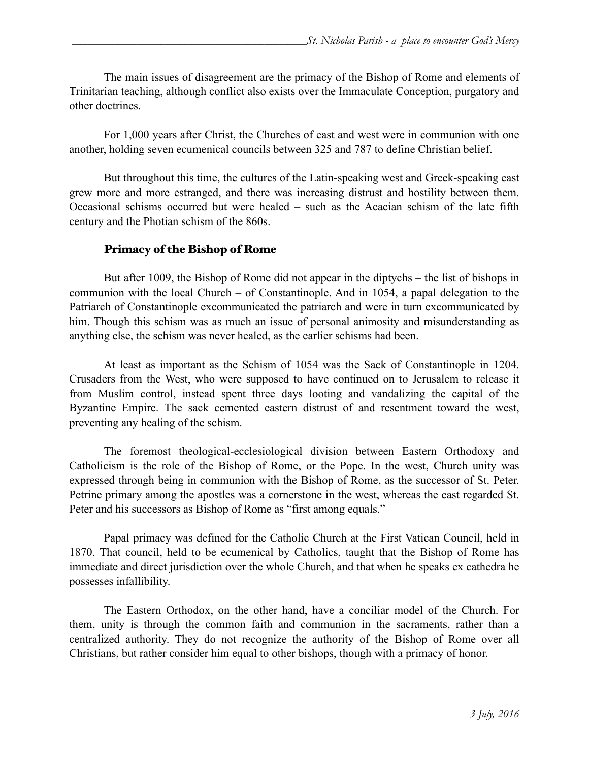The main issues of disagreement are the primacy of the Bishop of Rome and elements of Trinitarian teaching, although conflict also exists over the Immaculate Conception, purgatory and other doctrines.

For 1,000 years after Christ, the Churches of east and west were in communion with one another, holding seven ecumenical councils between 325 and 787 to define Christian belief.

But throughout this time, the cultures of the Latin-speaking west and Greek-speaking east grew more and more estranged, and there was increasing distrust and hostility between them. Occasional schisms occurred but were healed – such as the Acacian schism of the late fifth century and the Photian schism of the 860s.

## Primacy of the Bishop of Rome

But after 1009, the Bishop of Rome did not appear in the diptychs – the list of bishops in communion with the local Church – of Constantinople. And in 1054, a papal delegation to the Patriarch of Constantinople excommunicated the patriarch and were in turn excommunicated by him. Though this schism was as much an issue of personal animosity and misunderstanding as anything else, the schism was never healed, as the earlier schisms had been.

At least as important as the Schism of 1054 was the Sack of Constantinople in 1204. Crusaders from the West, who were supposed to have continued on to Jerusalem to release it from Muslim control, instead spent three days looting and vandalizing the capital of the Byzantine Empire. The sack cemented eastern distrust of and resentment toward the west, preventing any healing of the schism.

The foremost theological-ecclesiological division between Eastern Orthodoxy and Catholicism is the role of the Bishop of Rome, or the Pope. In the west, Church unity was expressed through being in communion with the Bishop of Rome, as the successor of St. Peter. Petrine primary among the apostles was a cornerstone in the west, whereas the east regarded St. Peter and his successors as Bishop of Rome as "first among equals."

Papal primacy was defined for the Catholic Church at the First Vatican Council, held in 1870. That council, held to be ecumenical by Catholics, taught that the Bishop of Rome has immediate and direct jurisdiction over the whole Church, and that when he speaks ex cathedra he possesses infallibility.

The Eastern Orthodox, on the other hand, have a conciliar model of the Church. For them, unity is through the common faith and communion in the sacraments, rather than a centralized authority. They do not recognize the authority of the Bishop of Rome over all Christians, but rather consider him equal to other bishops, though with a primacy of honor.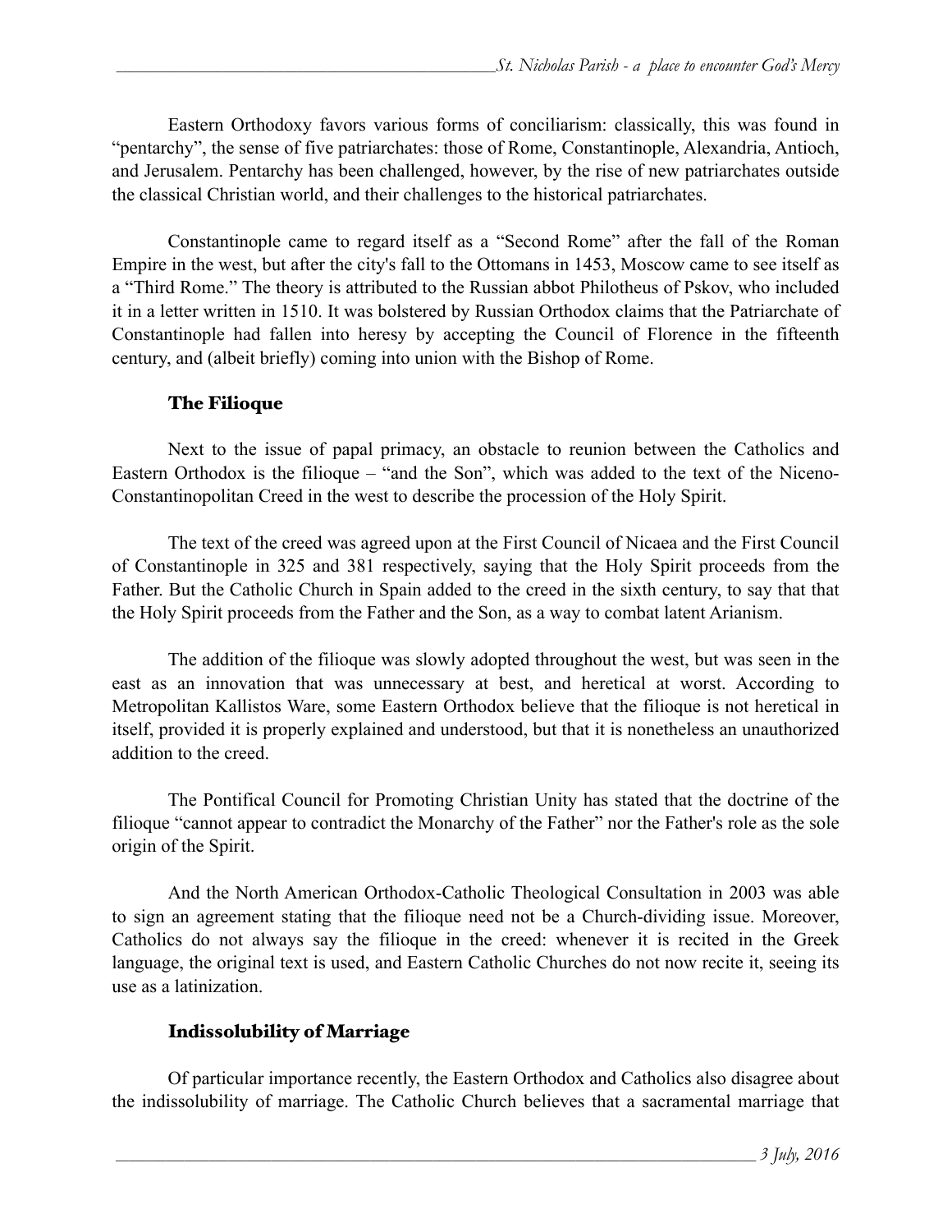Eastern Orthodoxy favors various forms of conciliarism: classically, this was found in "pentarchy", the sense of five patriarchates: those of Rome, Constantinople, Alexandria, Antioch, and Jerusalem. Pentarchy has been challenged, however, by the rise of new patriarchates outside the classical Christian world, and their challenges to the historical patriarchates.

Constantinople came to regard itself as a "Second Rome" after the fall of the Roman Empire in the west, but after the city's fall to the Ottomans in 1453, Moscow came to see itself as a "Third Rome." The theory is attributed to the Russian abbot Philotheus of Pskov, who included it in a letter written in 1510. It was bolstered by Russian Orthodox claims that the Patriarchate of Constantinople had fallen into heresy by accepting the Council of Florence in the fifteenth century, and (albeit briefly) coming into union with the Bishop of Rome.

### The Filioque

Next to the issue of papal primacy, an obstacle to reunion between the Catholics and Eastern Orthodox is the filioque – "and the Son", which was added to the text of the Niceno-Constantinopolitan Creed in the west to describe the procession of the Holy Spirit.

The text of the creed was agreed upon at the First Council of Nicaea and the First Council of Constantinople in 325 and 381 respectively, saying that the Holy Spirit proceeds from the Father. But the Catholic Church in Spain added to the creed in the sixth century, to say that that the Holy Spirit proceeds from the Father and the Son, as a way to combat latent Arianism.

The addition of the filioque was slowly adopted throughout the west, but was seen in the east as an innovation that was unnecessary at best, and heretical at worst. According to Metropolitan Kallistos Ware, some Eastern Orthodox believe that the filioque is not heretical in itself, provided it is properly explained and understood, but that it is nonetheless an unauthorized addition to the creed.

The Pontifical Council for Promoting Christian Unity has stated that the doctrine of the filioque "cannot appear to contradict the Monarchy of the Father" nor the Father's role as the sole origin of the Spirit.

And the North American Orthodox-Catholic Theological Consultation in 2003 was able to sign an agreement stating that the filioque need not be a Church-dividing issue. Moreover, Catholics do not always say the filioque in the creed: whenever it is recited in the Greek language, the original text is used, and Eastern Catholic Churches do not now recite it, seeing its use as a latinization.

### Indissolubility of Marriage

Of particular importance recently, the Eastern Orthodox and Catholics also disagree about the indissolubility of marriage. The Catholic Church believes that a sacramental marriage that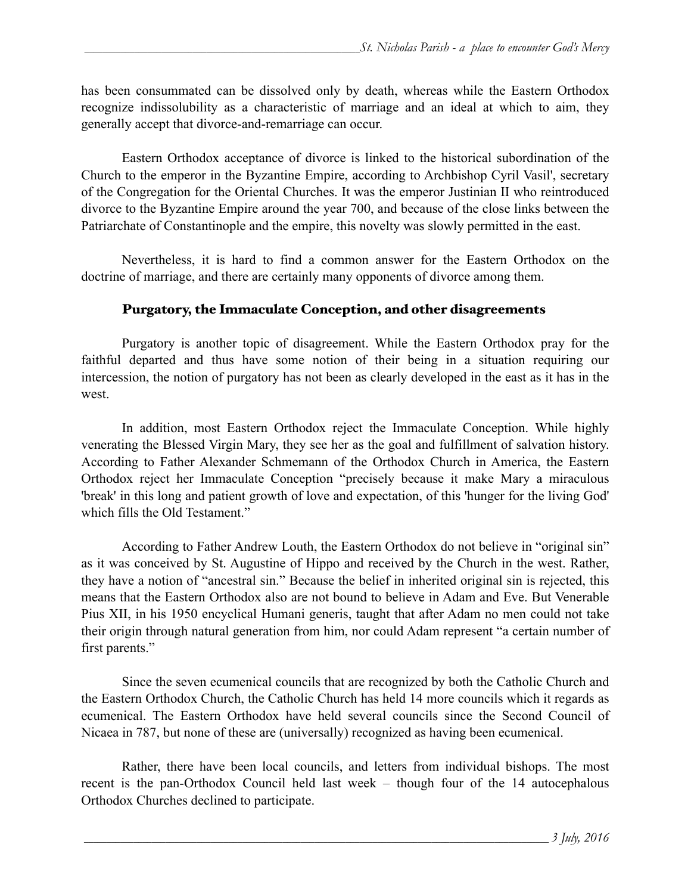has been consummated can be dissolved only by death, whereas while the Eastern Orthodox recognize indissolubility as a characteristic of marriage and an ideal at which to aim, they generally accept that divorce-and-remarriage can occur.

Eastern Orthodox acceptance of divorce is linked to the historical subordination of the Church to the emperor in the Byzantine Empire, according to Archbishop Cyril Vasil', secretary of the Congregation for the Oriental Churches. It was the emperor Justinian II who reintroduced divorce to the Byzantine Empire around the year 700, and because of the close links between the Patriarchate of Constantinople and the empire, this novelty was slowly permitted in the east.

Nevertheless, it is hard to find a common answer for the Eastern Orthodox on the doctrine of marriage, and there are certainly many opponents of divorce among them.

## Purgatory, the Immaculate Conception, and other disagreements

Purgatory is another topic of disagreement. While the Eastern Orthodox pray for the faithful departed and thus have some notion of their being in a situation requiring our intercession, the notion of purgatory has not been as clearly developed in the east as it has in the west.

In addition, most Eastern Orthodox reject the Immaculate Conception. While highly venerating the Blessed Virgin Mary, they see her as the goal and fulfillment of salvation history. According to Father Alexander Schmemann of the Orthodox Church in America, the Eastern Orthodox reject her Immaculate Conception "precisely because it make Mary a miraculous 'break' in this long and patient growth of love and expectation, of this 'hunger for the living God' which fills the Old Testament."

According to Father Andrew Louth, the Eastern Orthodox do not believe in "original sin" as it was conceived by St. Augustine of Hippo and received by the Church in the west. Rather, they have a notion of "ancestral sin." Because the belief in inherited original sin is rejected, this means that the Eastern Orthodox also are not bound to believe in Adam and Eve. But Venerable Pius XII, in his 1950 encyclical Humani generis, taught that after Adam no men could not take their origin through natural generation from him, nor could Adam represent "a certain number of first parents."

Since the seven ecumenical councils that are recognized by both the Catholic Church and the Eastern Orthodox Church, the Catholic Church has held 14 more councils which it regards as ecumenical. The Eastern Orthodox have held several councils since the Second Council of Nicaea in 787, but none of these are (universally) recognized as having been ecumenical.

Rather, there have been local councils, and letters from individual bishops. The most recent is the pan-Orthodox Council held last week – though four of the 14 autocephalous Orthodox Churches declined to participate.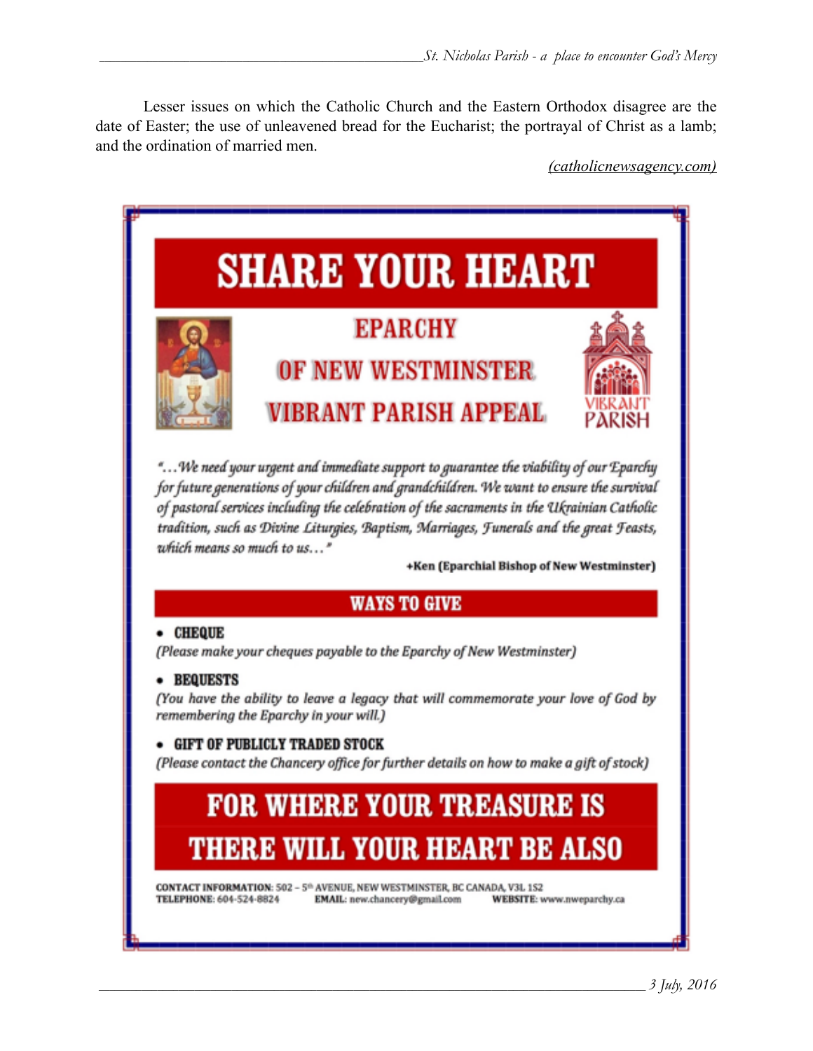Lesser issues on which the Catholic Church and the Eastern Orthodox disagree are the date of Easter; the use of unleavened bread for the Eucharist; the portrayal of Christ as a lamb; and the ordination of married men.

(catholicnewsagency.com)

# SHARE YOUR HEART

## EPARCHY OF NEW WESTMINSTER VIBRANT PARISH APPEAL

VIBRANT PARISH

*"…We need your urgent and immediate support to guarantee the viability of our Eparchy for future generations of your children and grandchildren. We want to ensure the survival of pastoral services including the celebration of the sacraments in the Ukrainian Catholic tradition, such as Divine Liturgies, Baptism, Marriages, Funerals and the great Feasts, which means so much to us…"*

**+Ken (Eparchial Bishop of New Westminster)**

## WAYS TO GIVE

- **CHEQUE**
  *(Please make your cheques payable to the Eparchy of New Westminster)*
- **BEQUESTS**
  *(You have the ability to leave a legacy that will commemorate your love of God by remembering the Eparchy in your will.)*
- **GIFT OF PUBLICLY TRADED STOCK**
  *(Please contact the Chancery office for further details on how to make a gift of stock)*

## FOR WHERE YOUR TREASURE IS THERE WILL YOUR HEART BE ALSO

**CONTACT INFORMATION:** 502 – 5th AVENUE, NEW WESTMINSTER, BC CANADA, V3L 1S2
**TELEPHONE:** 604-524-8824 **EMAIL:** new.chancery@gmail.com **WEBSITE:** www.nweparchy.ca